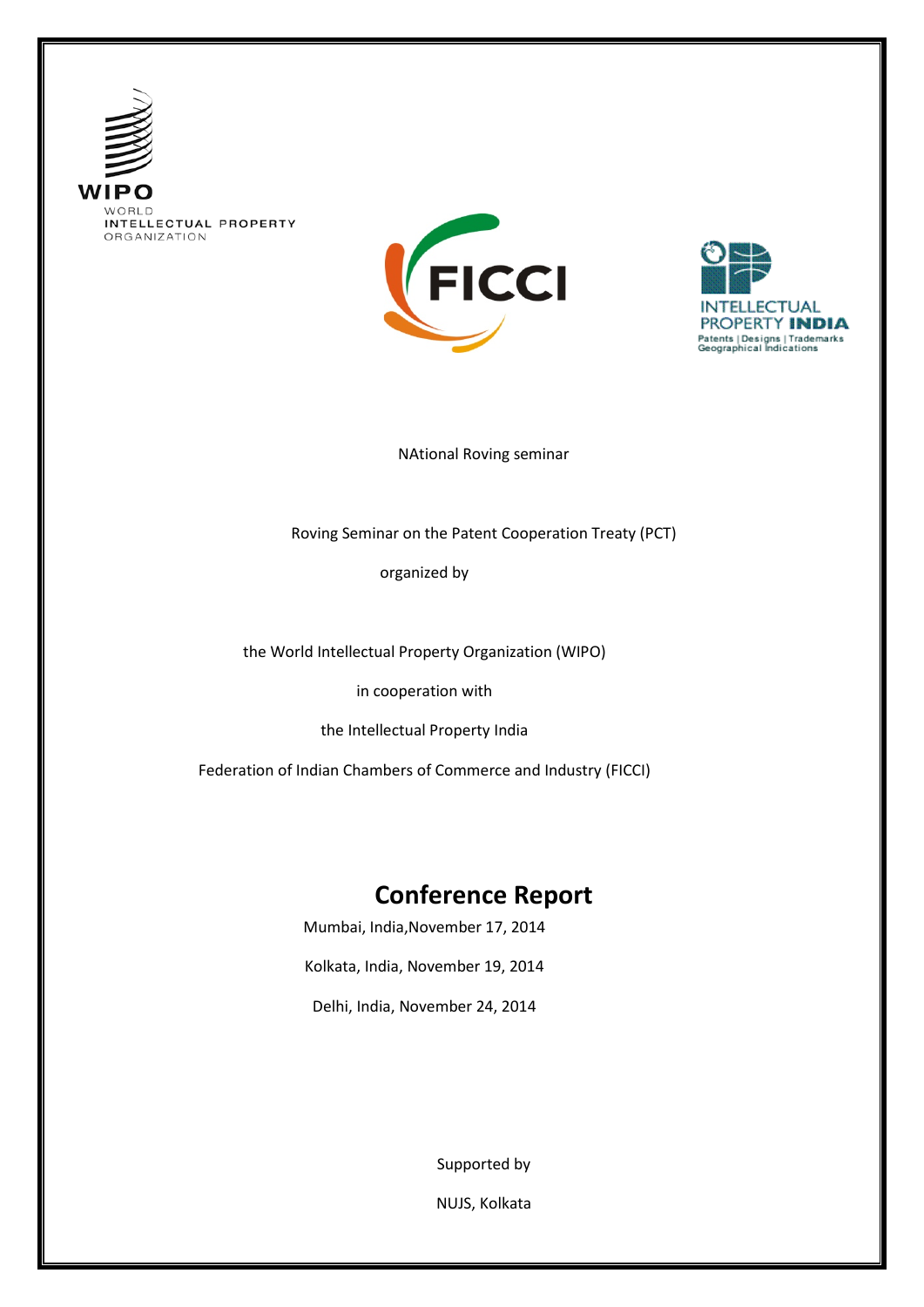WIPO
WORLD
INTELLECTUAL PROPERTY
ORGANIZATION

FICCI

INTELLECTUAL
PROPERTY INDIA
Patents | Designs | Trademarks
Geographical Indications

NAtional Roving seminar

Roving Seminar on the Patent Cooperation Treaty (PCT)

organized by

the World Intellectual Property Organization (WIPO)

in cooperation with

the Intellectual Property India

Federation of Indian Chambers of Commerce and Industry (FICCI)

# Conference Report

Mumbai, India,November 17, 2014

Kolkata, India, November 19, 2014

Delhi, India, November 24, 2014

Supported by

NUJS, Kolkata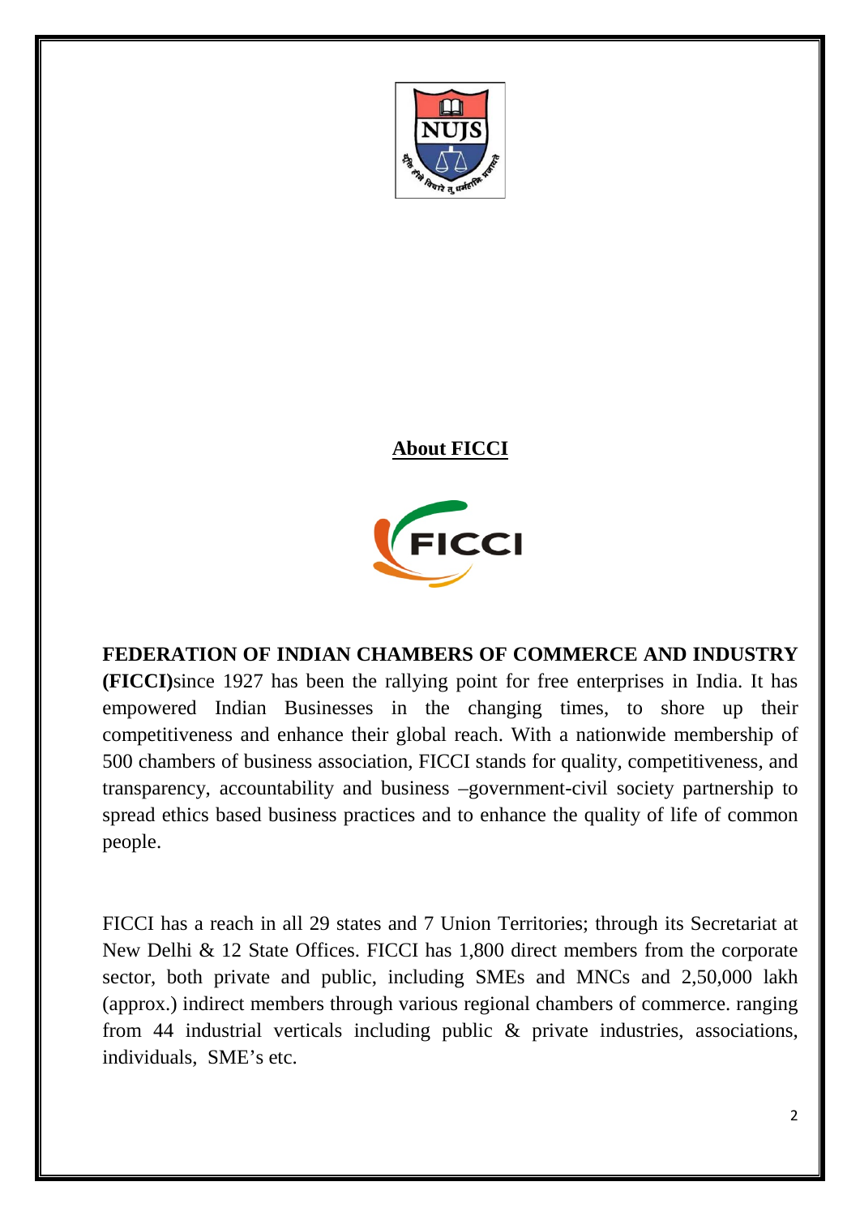## About FICCI

**FEDERATION OF INDIAN CHAMBERS OF COMMERCE AND INDUSTRY (FICCI)**since 1927 has been the rallying point for free enterprises in India. It has empowered Indian Businesses in the changing times, to shore up their competitiveness and enhance their global reach. With a nationwide membership of 500 chambers of business association, FICCI stands for quality, competitiveness, and transparency, accountability and business –government-civil society partnership to spread ethics based business practices and to enhance the quality of life of common people.

FICCI has a reach in all 29 states and 7 Union Territories; through its Secretariat at New Delhi & 12 State Offices. FICCI has 1,800 direct members from the corporate sector, both private and public, including SMEs and MNCs and 2,50,000 lakh (approx.) indirect members through various regional chambers of commerce. ranging from 44 industrial verticals including public & private industries, associations, individuals, SME's etc.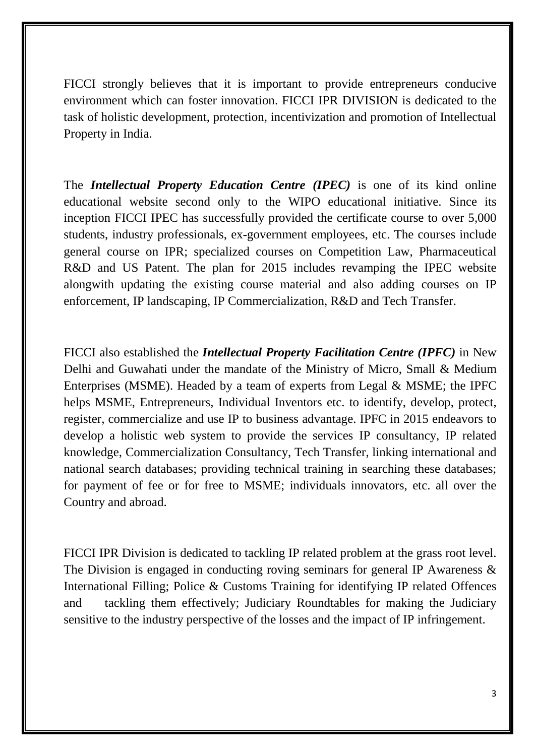FICCI strongly believes that it is important to provide entrepreneurs conducive environment which can foster innovation. FICCI IPR DIVISION is dedicated to the task of holistic development, protection, incentivization and promotion of Intellectual Property in India.

The ***Intellectual Property Education Centre (IPEC)*** is one of its kind online educational website second only to the WIPO educational initiative. Since its inception FICCI IPEC has successfully provided the certificate course to over 5,000 students, industry professionals, ex-government employees, etc. The courses include general course on IPR; specialized courses on Competition Law, Pharmaceutical R&D and US Patent. The plan for 2015 includes revamping the IPEC website alongwith updating the existing course material and also adding courses on IP enforcement, IP landscaping, IP Commercialization, R&D and Tech Transfer.

FICCI also established the ***Intellectual Property Facilitation Centre (IPFC)*** in New Delhi and Guwahati under the mandate of the Ministry of Micro, Small & Medium Enterprises (MSME). Headed by a team of experts from Legal & MSME; the IPFC helps MSME, Entrepreneurs, Individual Inventors etc. to identify, develop, protect, register, commercialize and use IP to business advantage. IPFC in 2015 endeavors to develop a holistic web system to provide the services IP consultancy, IP related knowledge, Commercialization Consultancy, Tech Transfer, linking international and national search databases; providing technical training in searching these databases; for payment of fee or for free to MSME; individuals innovators, etc. all over the Country and abroad.

FICCI IPR Division is dedicated to tackling IP related problem at the grass root level. The Division is engaged in conducting roving seminars for general IP Awareness & International Filling; Police & Customs Training for identifying IP related Offences and tackling them effectively; Judiciary Roundtables for making the Judiciary sensitive to the industry perspective of the losses and the impact of IP infringement.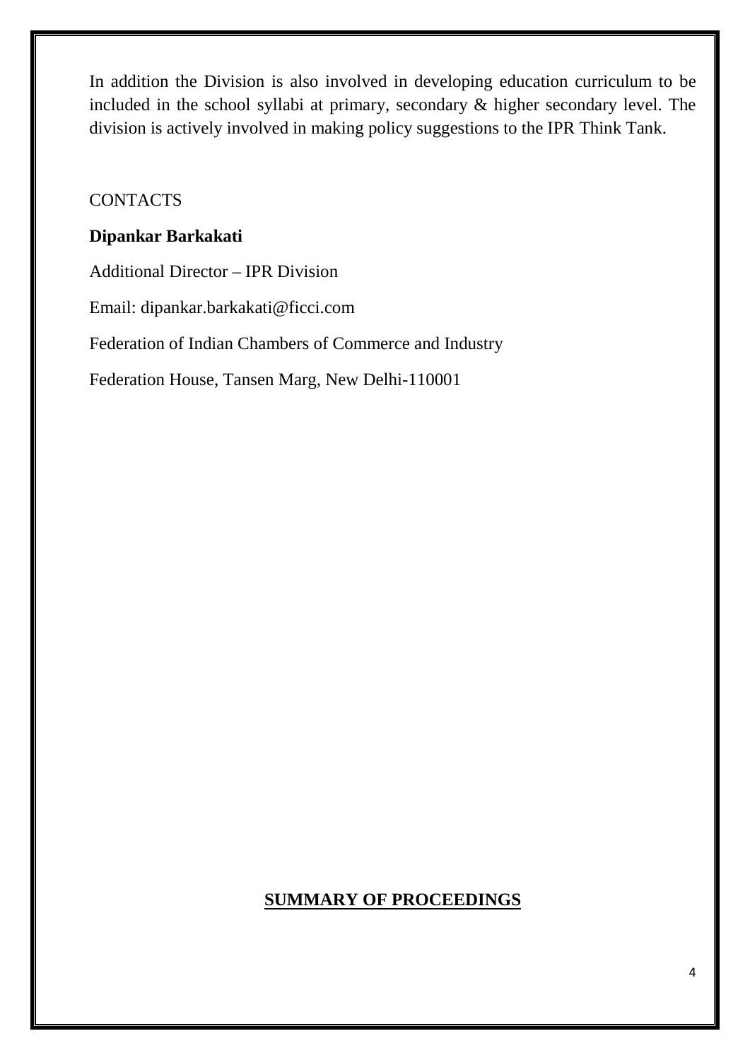In addition the Division is also involved in developing education curriculum to be included in the school syllabi at primary, secondary & higher secondary level. The division is actively involved in making policy suggestions to the IPR Think Tank.

CONTACTS

**Dipankar Barkakati**

Additional Director – IPR Division

Email: dipankar.barkakati@ficci.com

Federation of Indian Chambers of Commerce and Industry

Federation House, Tansen Marg, New Delhi-110001

## SUMMARY OF PROCEEDINGS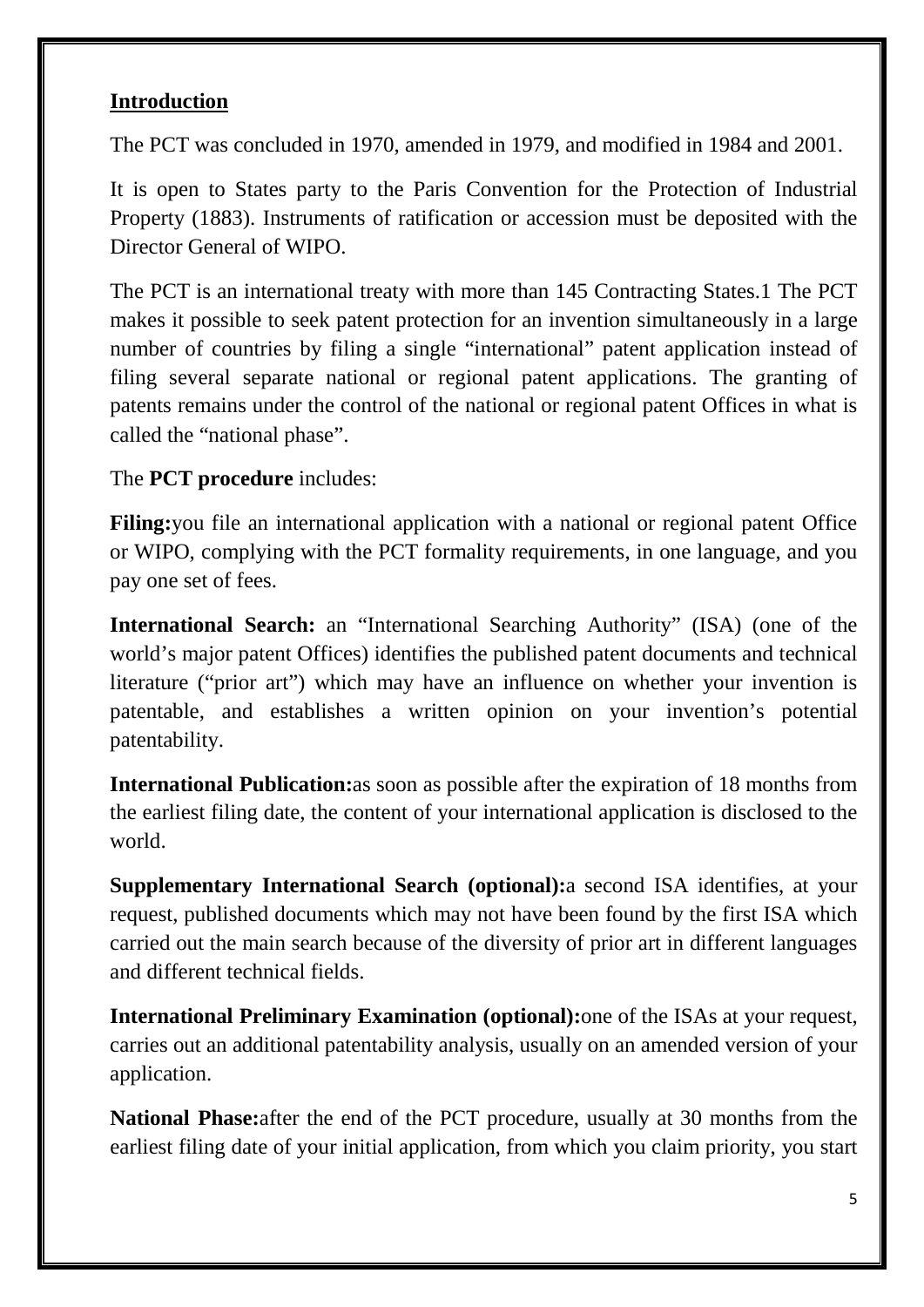## Introduction

The PCT was concluded in 1970, amended in 1979, and modified in 1984 and 2001.

It is open to States party to the Paris Convention for the Protection of Industrial Property (1883). Instruments of ratification or accession must be deposited with the Director General of WIPO.

The PCT is an international treaty with more than 145 Contracting States.1 The PCT makes it possible to seek patent protection for an invention simultaneously in a large number of countries by filing a single "international" patent application instead of filing several separate national or regional patent applications. The granting of patents remains under the control of the national or regional patent Offices in what is called the "national phase".

The **PCT procedure** includes:

**Filing:**you file an international application with a national or regional patent Office or WIPO, complying with the PCT formality requirements, in one language, and you pay one set of fees.

**International Search:** an "International Searching Authority" (ISA) (one of the world's major patent Offices) identifies the published patent documents and technical literature ("prior art") which may have an influence on whether your invention is patentable, and establishes a written opinion on your invention's potential patentability.

**International Publication:**as soon as possible after the expiration of 18 months from the earliest filing date, the content of your international application is disclosed to the world.

**Supplementary International Search (optional):**a second ISA identifies, at your request, published documents which may not have been found by the first ISA which carried out the main search because of the diversity of prior art in different languages and different technical fields.

**International Preliminary Examination (optional):**one of the ISAs at your request, carries out an additional patentability analysis, usually on an amended version of your application.

**National Phase:**after the end of the PCT procedure, usually at 30 months from the earliest filing date of your initial application, from which you claim priority, you start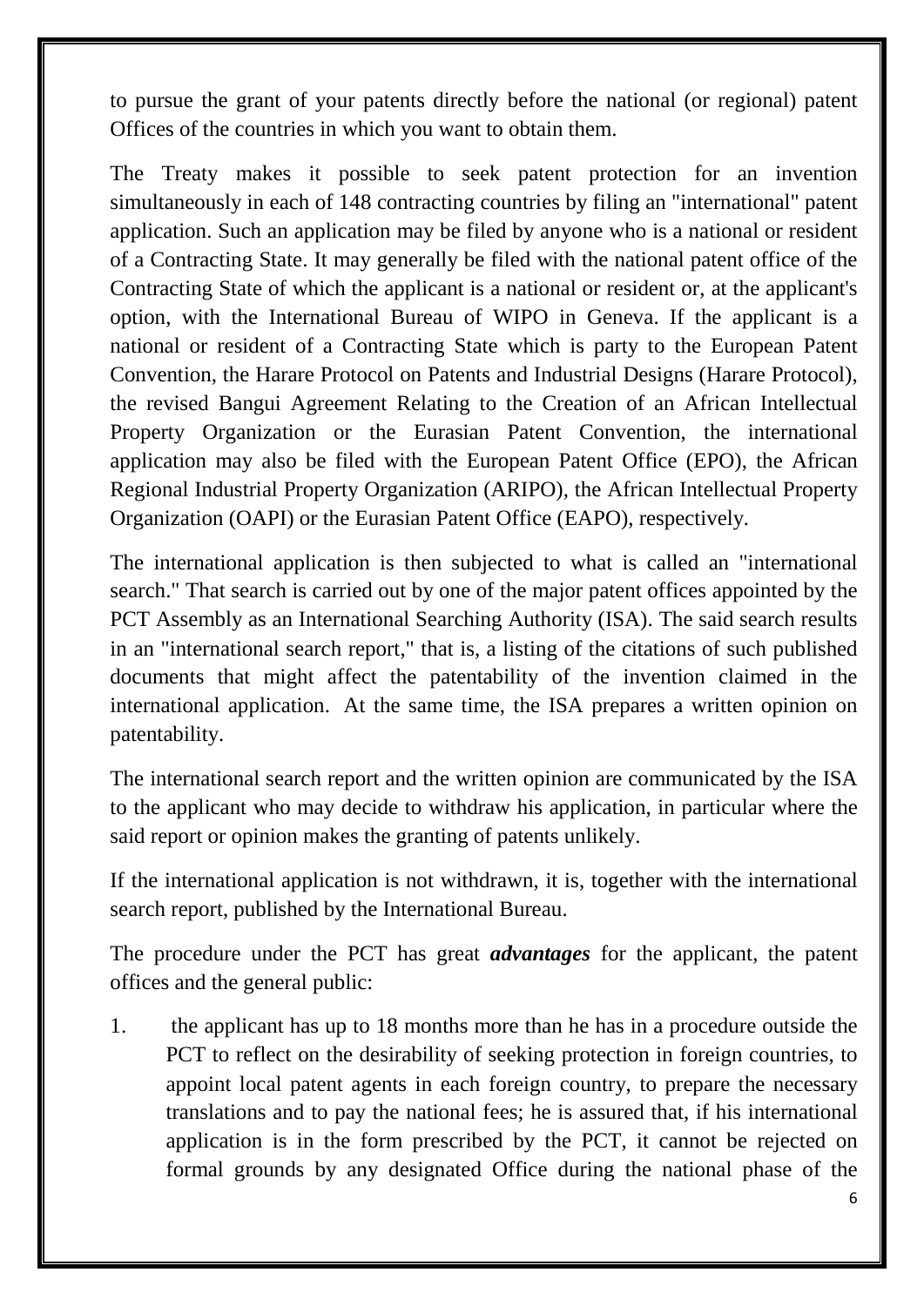to pursue the grant of your patents directly before the national (or regional) patent Offices of the countries in which you want to obtain them.

The Treaty makes it possible to seek patent protection for an invention simultaneously in each of 148 contracting countries by filing an "international" patent application. Such an application may be filed by anyone who is a national or resident of a Contracting State. It may generally be filed with the national patent office of the Contracting State of which the applicant is a national or resident or, at the applicant's option, with the International Bureau of WIPO in Geneva. If the applicant is a national or resident of a Contracting State which is party to the European Patent Convention, the Harare Protocol on Patents and Industrial Designs (Harare Protocol), the revised Bangui Agreement Relating to the Creation of an African Intellectual Property Organization or the Eurasian Patent Convention, the international application may also be filed with the European Patent Office (EPO), the African Regional Industrial Property Organization (ARIPO), the African Intellectual Property Organization (OAPI) or the Eurasian Patent Office (EAPO), respectively.

The international application is then subjected to what is called an "international search." That search is carried out by one of the major patent offices appointed by the PCT Assembly as an International Searching Authority (ISA). The said search results in an "international search report," that is, a listing of the citations of such published documents that might affect the patentability of the invention claimed in the international application. At the same time, the ISA prepares a written opinion on patentability.

The international search report and the written opinion are communicated by the ISA to the applicant who may decide to withdraw his application, in particular where the said report or opinion makes the granting of patents unlikely.

If the international application is not withdrawn, it is, together with the international search report, published by the International Bureau.

The procedure under the PCT has great ***advantages*** for the applicant, the patent offices and the general public:

1. the applicant has up to 18 months more than he has in a procedure outside the PCT to reflect on the desirability of seeking protection in foreign countries, to appoint local patent agents in each foreign country, to prepare the necessary translations and to pay the national fees; he is assured that, if his international application is in the form prescribed by the PCT, it cannot be rejected on formal grounds by any designated Office during the national phase of the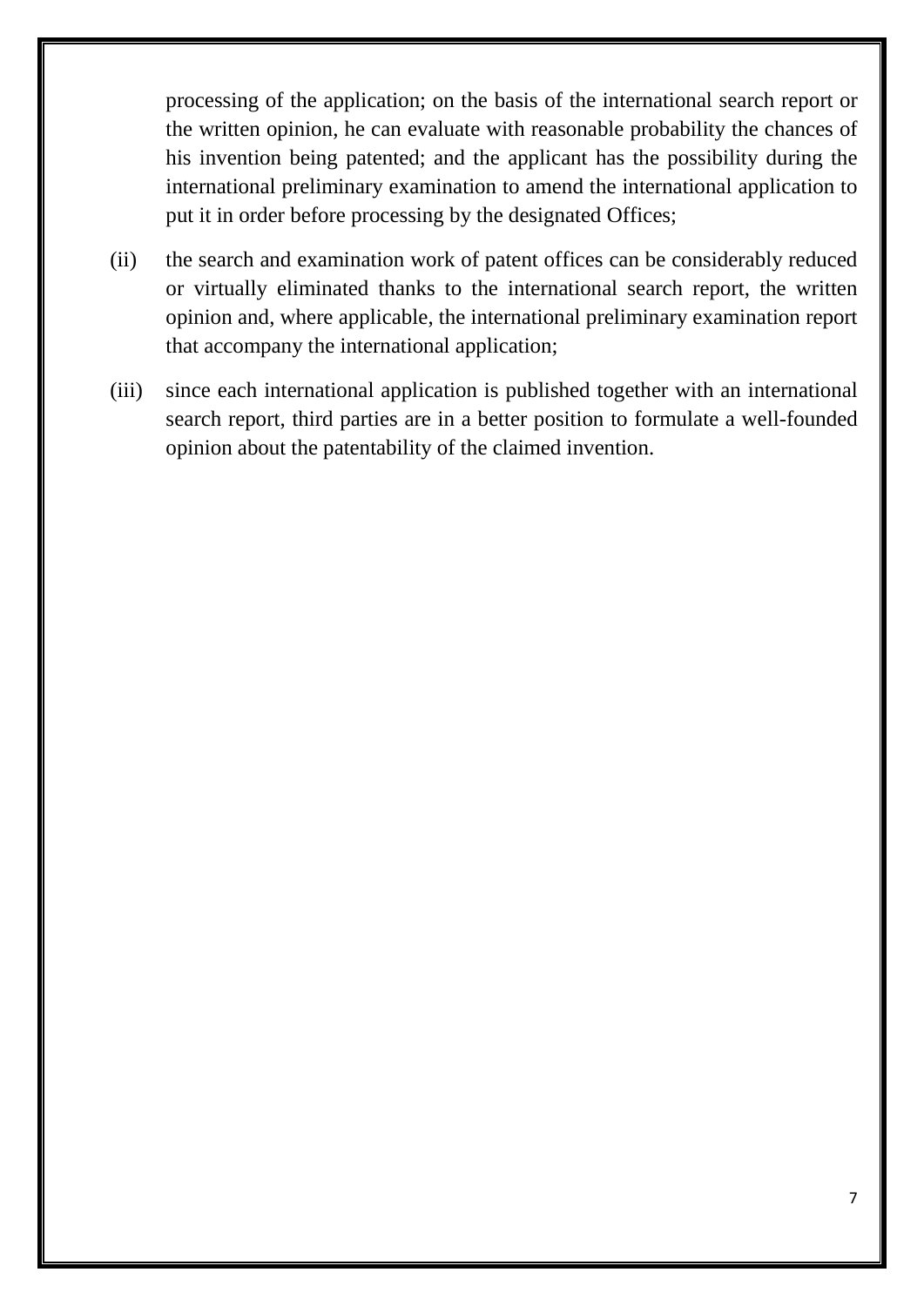processing of the application; on the basis of the international search report or the written opinion, he can evaluate with reasonable probability the chances of his invention being patented; and the applicant has the possibility during the international preliminary examination to amend the international application to put it in order before processing by the designated Offices;

(ii) the search and examination work of patent offices can be considerably reduced or virtually eliminated thanks to the international search report, the written opinion and, where applicable, the international preliminary examination report that accompany the international application;

(iii) since each international application is published together with an international search report, third parties are in a better position to formulate a well-founded opinion about the patentability of the claimed invention.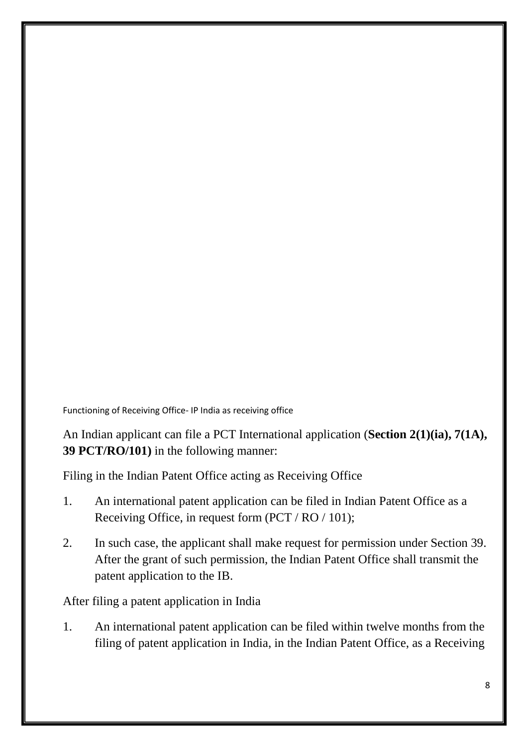## Functioning of Receiving Office- IP India as receiving office

An Indian applicant can file a PCT International application (**Section 2(1)(ia), 7(1A), 39 PCT/RO/101)** in the following manner:

Filing in the Indian Patent Office acting as Receiving Office

1. An international patent application can be filed in Indian Patent Office as a Receiving Office, in request form (PCT / RO / 101);
2. In such case, the applicant shall make request for permission under Section 39. After the grant of such permission, the Indian Patent Office shall transmit the patent application to the IB.

After filing a patent application in India

1. An international patent application can be filed within twelve months from the filing of patent application in India, in the Indian Patent Office, as a Receiving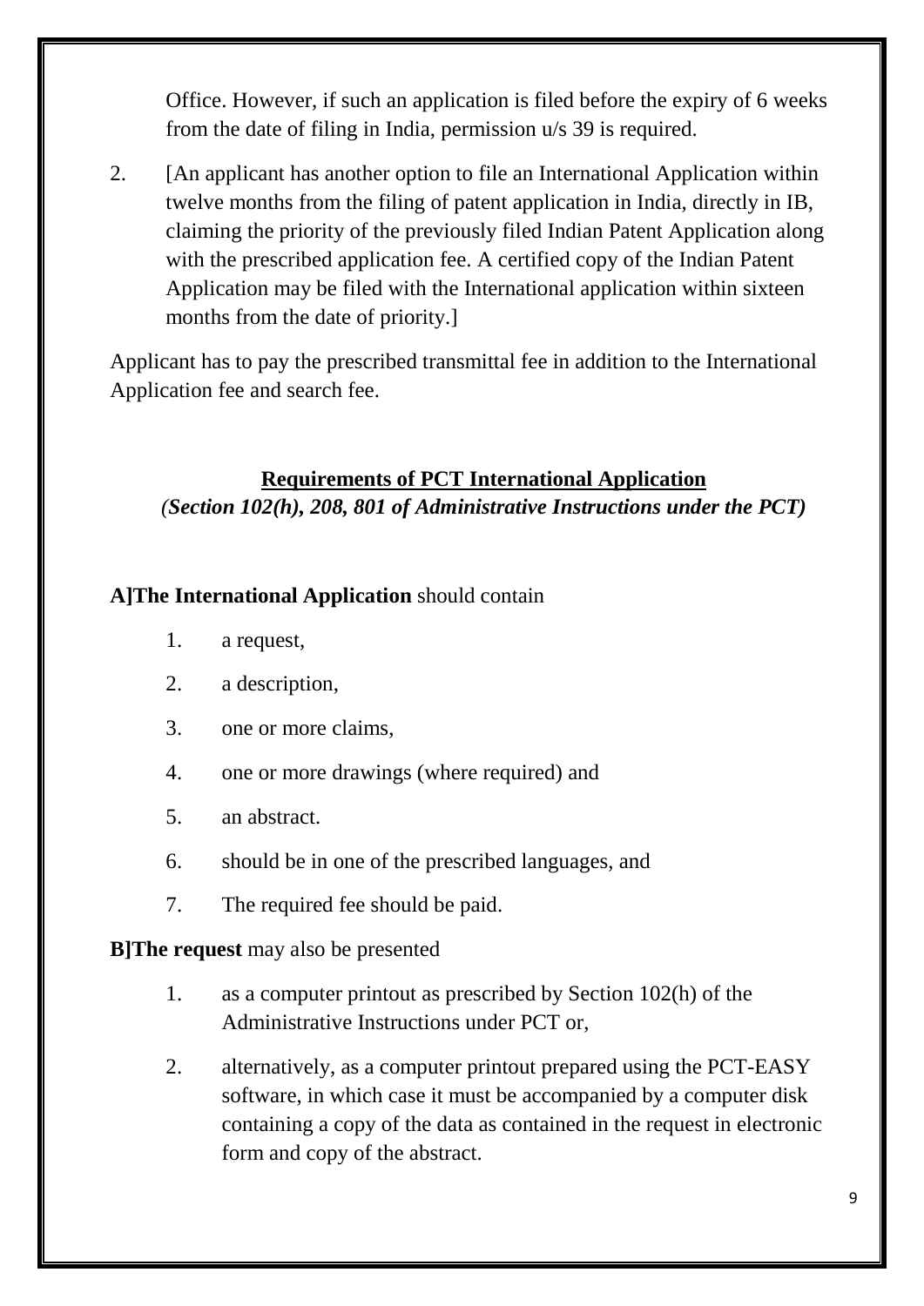Office. However, if such an application is filed before the expiry of 6 weeks from the date of filing in India, permission u/s 39 is required.

2. [An applicant has another option to file an International Application within twelve months from the filing of patent application in India, directly in IB, claiming the priority of the previously filed Indian Patent Application along with the prescribed application fee. A certified copy of the Indian Patent Application may be filed with the International application within sixteen months from the date of priority.]

Applicant has to pay the prescribed transmittal fee in addition to the International Application fee and search fee.

## Requirements of PCT International Application

***(Section 102(h), 208, 801 of Administrative Instructions under the PCT)***

**A]The International Application** should contain

1. a request,
2. a description,
3. one or more claims,
4. one or more drawings (where required) and
5. an abstract.
6. should be in one of the prescribed languages, and
7. The required fee should be paid.

**B]The request** may also be presented

1. as a computer printout as prescribed by Section 102(h) of the Administrative Instructions under PCT or,
2. alternatively, as a computer printout prepared using the PCT-EASY software, in which case it must be accompanied by a computer disk containing a copy of the data as contained in the request in electronic form and copy of the abstract.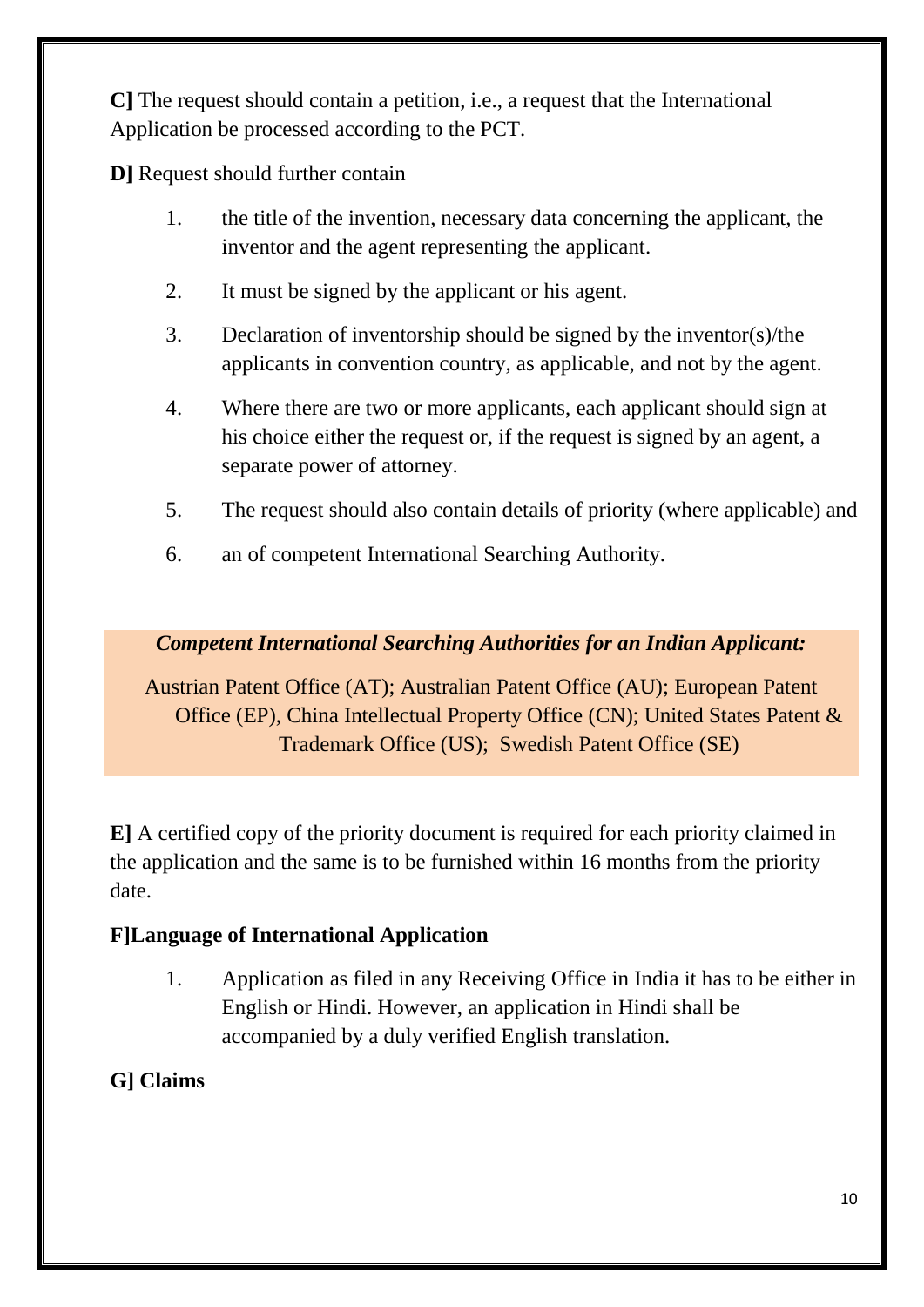**C]** The request should contain a petition, i.e., a request that the International Application be processed according to the PCT.

**D]** Request should further contain

1. the title of the invention, necessary data concerning the applicant, the inventor and the agent representing the applicant.
2. It must be signed by the applicant or his agent.
3. Declaration of inventorship should be signed by the inventor(s)/the applicants in convention country, as applicable, and not by the agent.
4. Where there are two or more applicants, each applicant should sign at his choice either the request or, if the request is signed by an agent, a separate power of attorney.
5. The request should also contain details of priority (where applicable) and
6. an of competent International Searching Authority.

***Competent International Searching Authorities for an Indian Applicant:***

Austrian Patent Office (AT); Australian Patent Office (AU); European Patent Office (EP), China Intellectual Property Office (CN); United States Patent & Trademark Office (US); Swedish Patent Office (SE)

**E]** A certified copy of the priority document is required for each priority claimed in the application and the same is to be furnished within 16 months from the priority date.

**F]Language of International Application**

1. Application as filed in any Receiving Office in India it has to be either in English or Hindi. However, an application in Hindi shall be accompanied by a duly verified English translation.

**G] Claims**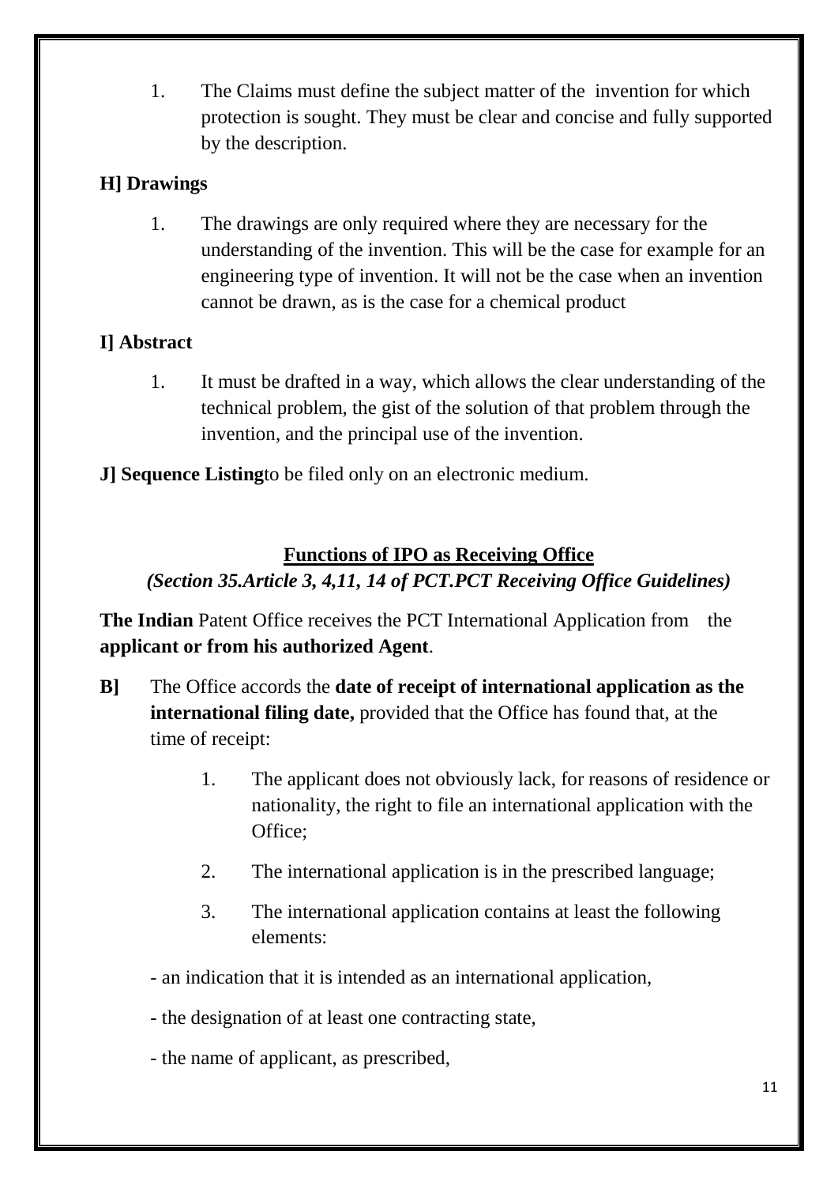1. The Claims must define the subject matter of the invention for which protection is sought. They must be clear and concise and fully supported by the description.

**H] Drawings**

1. The drawings are only required where they are necessary for the understanding of the invention. This will be the case for example for an engineering type of invention. It will not be the case when an invention cannot be drawn, as is the case for a chemical product

**I] Abstract**

1. It must be drafted in a way, which allows the clear understanding of the technical problem, the gist of the solution of that problem through the invention, and the principal use of the invention.

**J] Sequence Listing**to be filed only on an electronic medium.

## Functions of IPO as Receiving Office

***(Section 35.Article 3, 4,11, 14 of PCT.PCT Receiving Office Guidelines)***

**The Indian** Patent Office receives the PCT International Application from the **applicant or from his authorized Agent**.

**B]** The Office accords the **date of receipt of international application as the international filing date,** provided that the Office has found that, at the time of receipt:

1. The applicant does not obviously lack, for reasons of residence or nationality, the right to file an international application with the Office;
2. The international application is in the prescribed language;
3. The international application contains at least the following elements:

- an indication that it is intended as an international application,
- the designation of at least one contracting state,
- the name of applicant, as prescribed,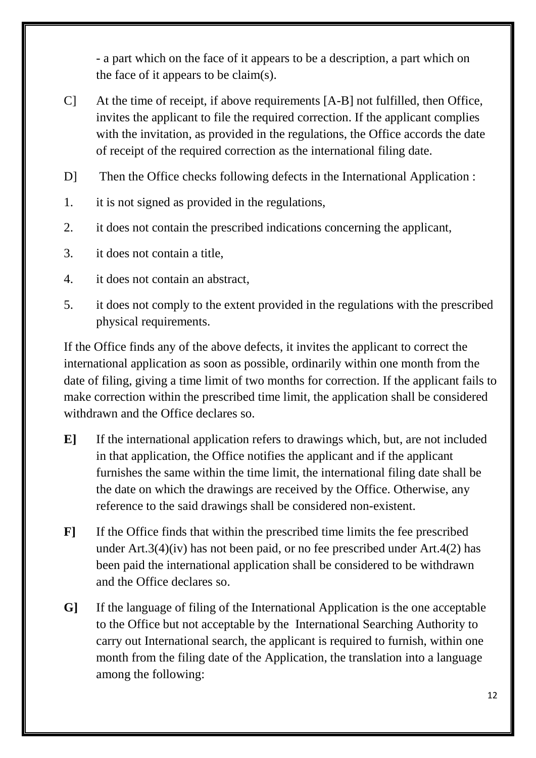- a part which on the face of it appears to be a description, a part which on the face of it appears to be claim(s).

C] At the time of receipt, if above requirements [A-B] not fulfilled, then Office, invites the applicant to file the required correction. If the applicant complies with the invitation, as provided in the regulations, the Office accords the date of receipt of the required correction as the international filing date.

D] Then the Office checks following defects in the International Application :

1. it is not signed as provided in the regulations,
2. it does not contain the prescribed indications concerning the applicant,
3. it does not contain a title,
4. it does not contain an abstract,
5. it does not comply to the extent provided in the regulations with the prescribed physical requirements.

If the Office finds any of the above defects, it invites the applicant to correct the international application as soon as possible, ordinarily within one month from the date of filing, giving a time limit of two months for correction. If the applicant fails to make correction within the prescribed time limit, the application shall be considered withdrawn and the Office declares so.

**E]** If the international application refers to drawings which, but, are not included in that application, the Office notifies the applicant and if the applicant furnishes the same within the time limit, the international filing date shall be the date on which the drawings are received by the Office. Otherwise, any reference to the said drawings shall be considered non-existent.

**F]** If the Office finds that within the prescribed time limits the fee prescribed under Art.3(4)(iv) has not been paid, or no fee prescribed under Art.4(2) has been paid the international application shall be considered to be withdrawn and the Office declares so.

**G]** If the language of filing of the International Application is the one acceptable to the Office but not acceptable by the International Searching Authority to carry out International search, the applicant is required to furnish, within one month from the filing date of the Application, the translation into a language among the following: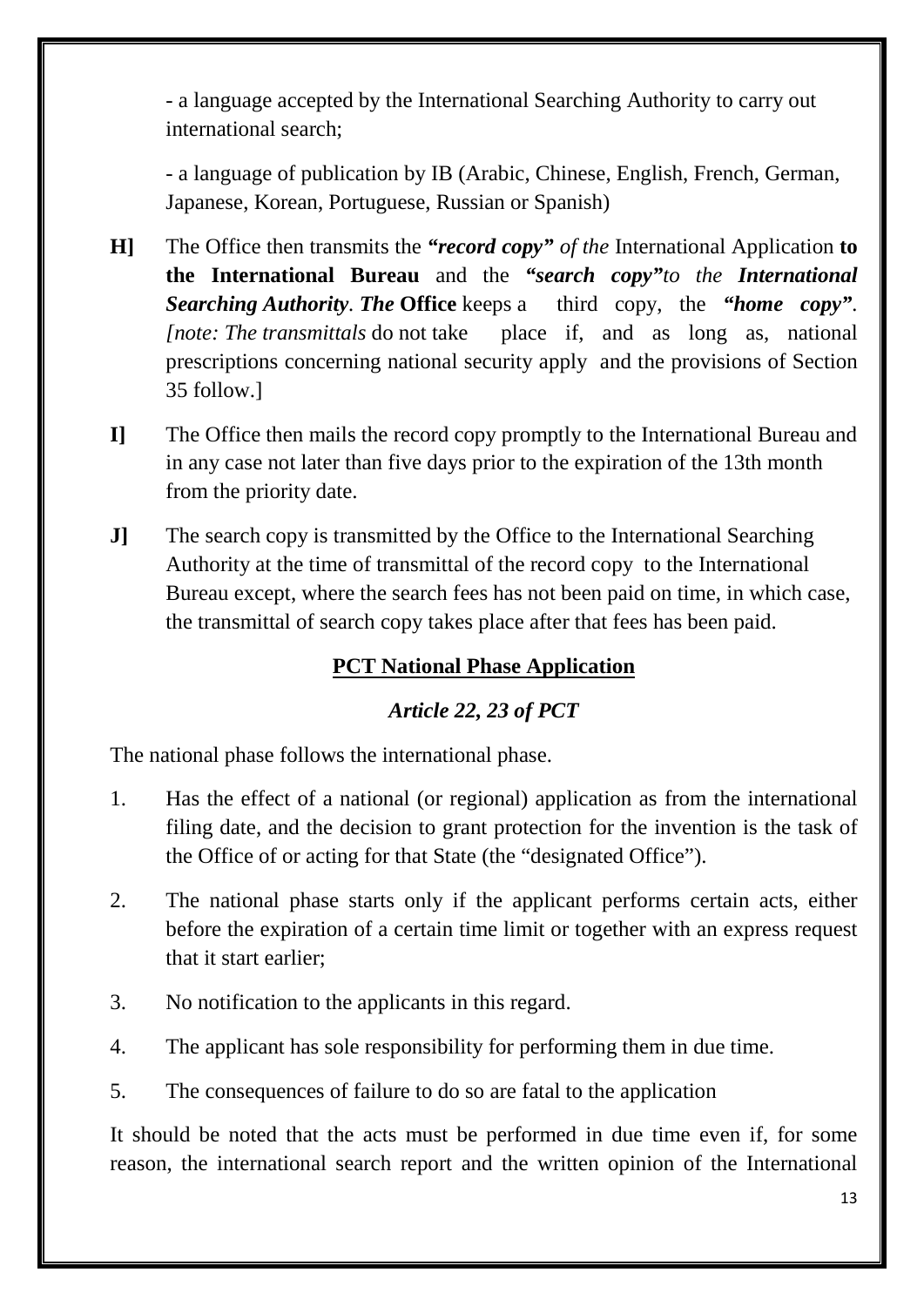- a language accepted by the International Searching Authority to carry out international search;

- a language of publication by IB (Arabic, Chinese, English, French, German, Japanese, Korean, Portuguese, Russian or Spanish)

**H]** The Office then transmits the ***"record copy"*** *of the* International Application **to the International Bureau** and the ***"search copy"****to the* ***International Searching Authority***. ***The* Office** keeps a third copy, the ***"home copy"***. *[note: The transmittals* do not take place if, and as long as, national prescriptions concerning national security apply and the provisions of Section 35 follow.]

**I]** The Office then mails the record copy promptly to the International Bureau and in any case not later than five days prior to the expiration of the 13th month from the priority date.

**J]** The search copy is transmitted by the Office to the International Searching Authority at the time of transmittal of the record copy to the International Bureau except, where the search fees has not been paid on time, in which case, the transmittal of search copy takes place after that fees has been paid.

## PCT National Phase Application

### *Article 22, 23 of PCT*

The national phase follows the international phase.

1. Has the effect of a national (or regional) application as from the international filing date, and the decision to grant protection for the invention is the task of the Office of or acting for that State (the "designated Office").
2. The national phase starts only if the applicant performs certain acts, either before the expiration of a certain time limit or together with an express request that it start earlier;
3. No notification to the applicants in this regard.
4. The applicant has sole responsibility for performing them in due time.
5. The consequences of failure to do so are fatal to the application

It should be noted that the acts must be performed in due time even if, for some reason, the international search report and the written opinion of the International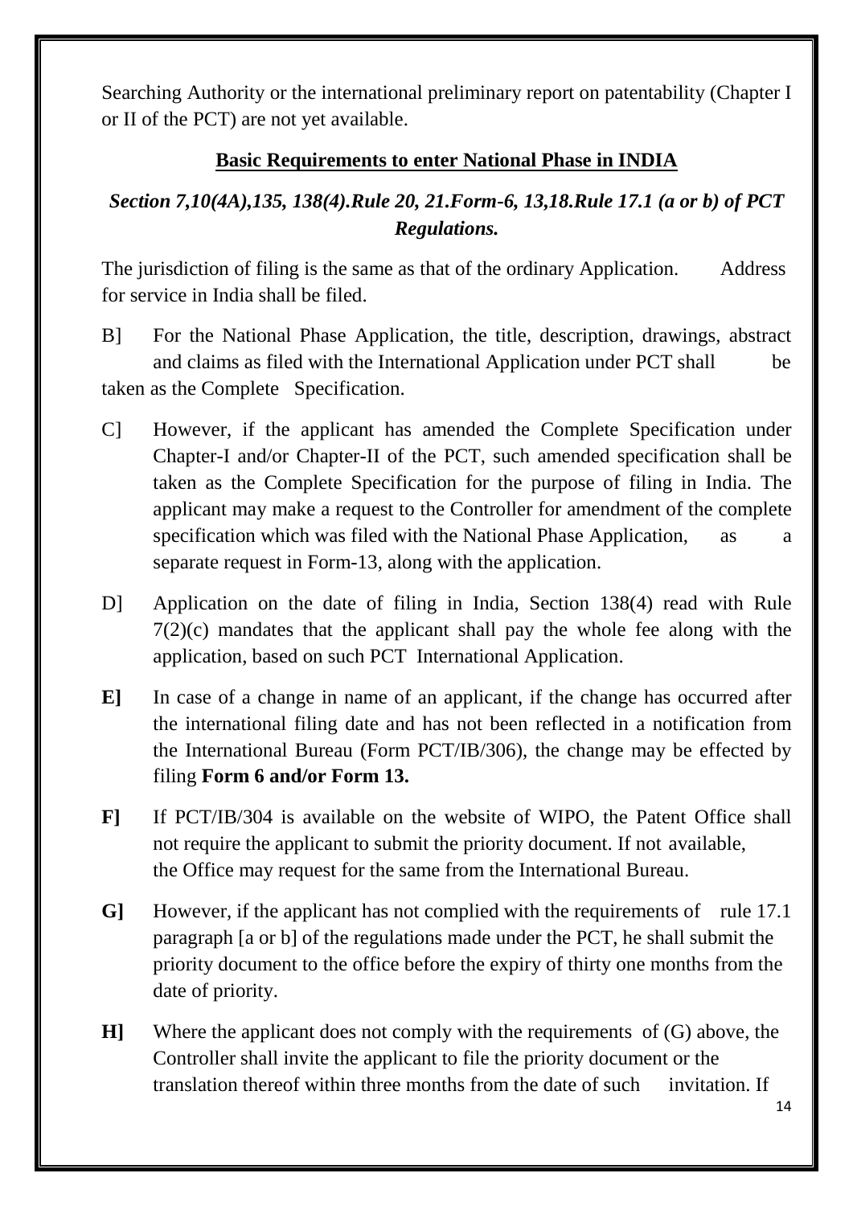Searching Authority or the international preliminary report on patentability (Chapter I or II of the PCT) are not yet available.

**Basic Requirements to enter National Phase in INDIA**

***Section 7,10(4A),135, 138(4).Rule 20, 21.Form-6, 13,18.Rule 17.1 (a or b) of PCT Regulations.***

The jurisdiction of filing is the same as that of the ordinary Application. Address for service in India shall be filed.

B] For the National Phase Application, the title, description, drawings, abstract and claims as filed with the International Application under PCT shall be taken as the Complete Specification.

C] However, if the applicant has amended the Complete Specification under Chapter-I and/or Chapter-II of the PCT, such amended specification shall be taken as the Complete Specification for the purpose of filing in India. The applicant may make a request to the Controller for amendment of the complete specification which was filed with the National Phase Application, as a separate request in Form-13, along with the application.

D] Application on the date of filing in India, Section 138(4) read with Rule 7(2)(c) mandates that the applicant shall pay the whole fee along with the application, based on such PCT International Application.

**E]** In case of a change in name of an applicant, if the change has occurred after the international filing date and has not been reflected in a notification from the International Bureau (Form PCT/IB/306), the change may be effected by filing **Form 6 and/or Form 13.**

**F]** If PCT/IB/304 is available on the website of WIPO, the Patent Office shall not require the applicant to submit the priority document. If not available, the Office may request for the same from the International Bureau.

**G]** However, if the applicant has not complied with the requirements of rule 17.1 paragraph [a or b] of the regulations made under the PCT, he shall submit the priority document to the office before the expiry of thirty one months from the date of priority.

**H]** Where the applicant does not comply with the requirements of (G) above, the Controller shall invite the applicant to file the priority document or the translation thereof within three months from the date of such invitation. If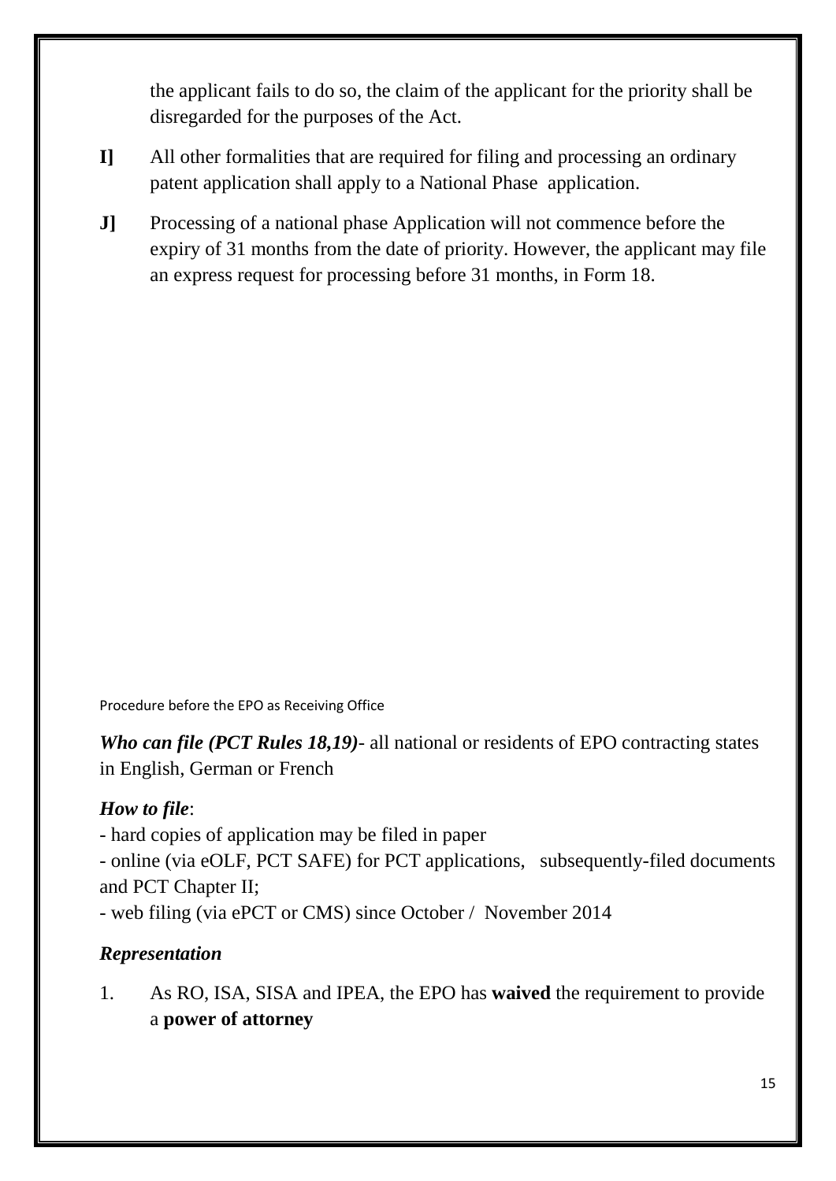the applicant fails to do so, the claim of the applicant for the priority shall be disregarded for the purposes of the Act.

**I]** All other formalities that are required for filing and processing an ordinary patent application shall apply to a National Phase application.

**J]** Processing of a national phase Application will not commence before the expiry of 31 months from the date of priority. However, the applicant may file an express request for processing before 31 months, in Form 18.

Procedure before the EPO as Receiving Office

***Who can file (PCT Rules 18,19)***- all national or residents of EPO contracting states in English, German or French

***How to file***:

- hard copies of application may be filed in paper
- online (via eOLF, PCT SAFE) for PCT applications, subsequently-filed documents and PCT Chapter II;
- web filing (via ePCT or CMS) since October / November 2014

***Representation***

1. As RO, ISA, SISA and IPEA, the EPO has **waived** the requirement to provide a **power of attorney**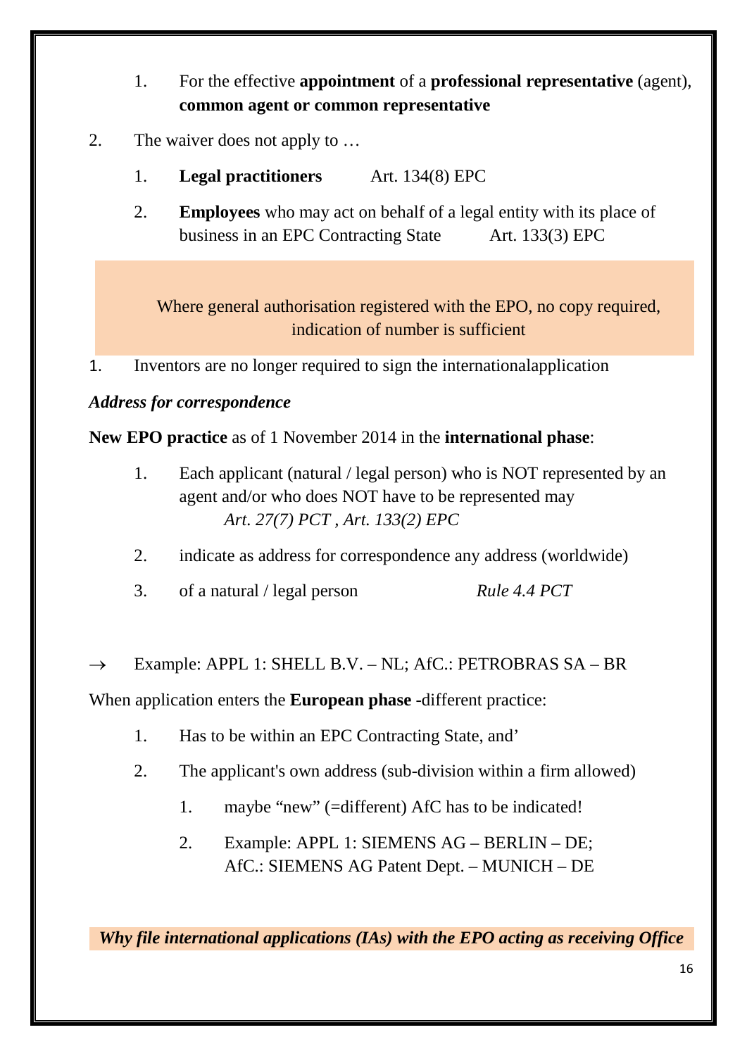1. For the effective **appointment** of a **professional representative** (agent), **common agent or common representative**

2. The waiver does not apply to …
   1. **Legal practitioners** Art. 134(8) EPC
   2. **Employees** who may act on behalf of a legal entity with its place of business in an EPC Contracting State Art. 133(3) EPC

Where general authorisation registered with the EPO, no copy required, indication of number is sufficient

1. Inventors are no longer required to sign the internationalapplication

***Address for correspondence***

**New EPO practice** as of 1 November 2014 in the **international phase**:

1. Each applicant (natural / legal person) who is NOT represented by an agent and/or who does NOT have to be represented may *Art. 27(7) PCT , Art. 133(2) EPC*
2. indicate as address for correspondence any address (worldwide)
3. of a natural / legal person *Rule 4.4 PCT*

→ Example: APPL 1: SHELL B.V. – NL; AfC.: PETROBRAS SA – BR

When application enters the **European phase** -different practice:

1. Has to be within an EPC Contracting State, and'
2. The applicant's own address (sub-division within a firm allowed)
   1. maybe "new" (=different) AfC has to be indicated!
   2. Example: APPL 1: SIEMENS AG – BERLIN – DE;  
      AfC.: SIEMENS AG Patent Dept. – MUNICH – DE

***Why file international applications (IAs) with the EPO acting as receiving Office***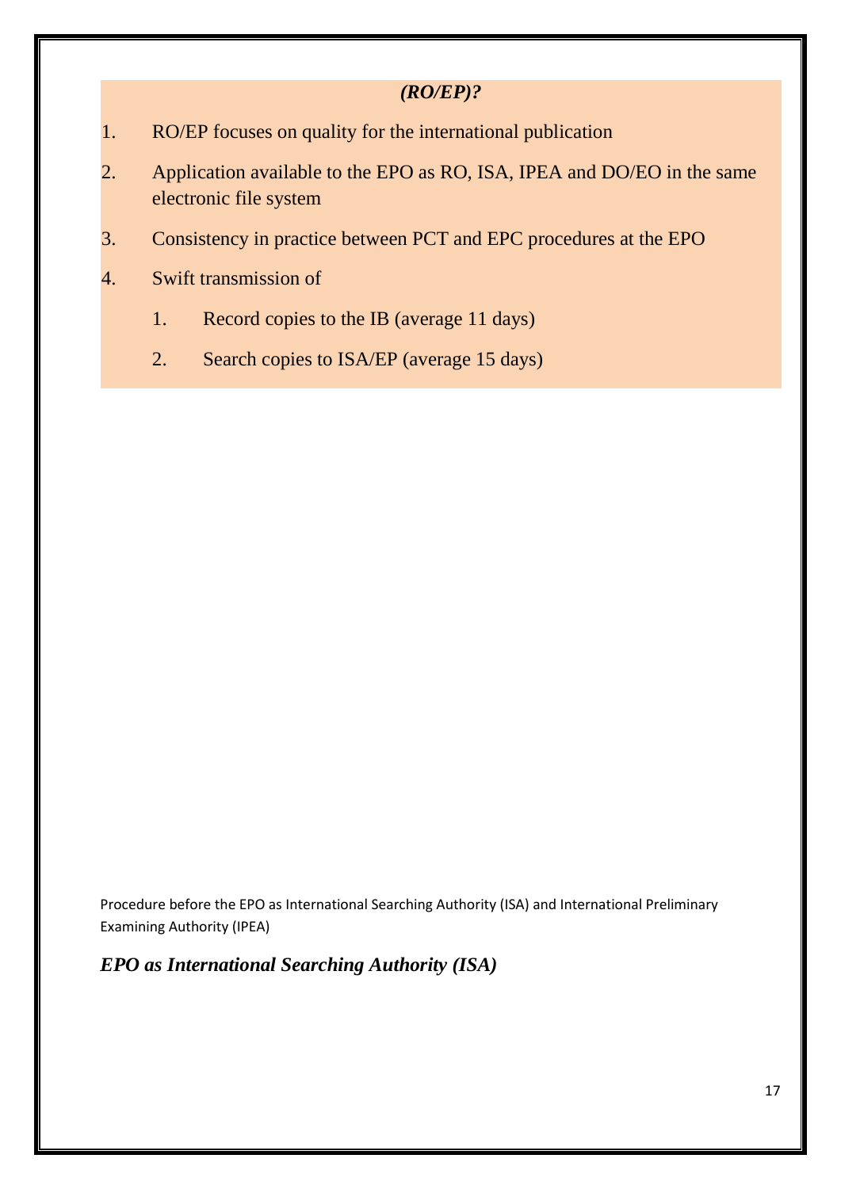***(RO/EP)?***

1. RO/EP focuses on quality for the international publication
2. Application available to the EPO as RO, ISA, IPEA and DO/EO in the same electronic file system
3. Consistency in practice between PCT and EPC procedures at the EPO
4. Swift transmission of
    1. Record copies to the IB (average 11 days)
    2. Search copies to ISA/EP (average 15 days)

Procedure before the EPO as International Searching Authority (ISA) and International Preliminary Examining Authority (IPEA)

***EPO as International Searching Authority (ISA)***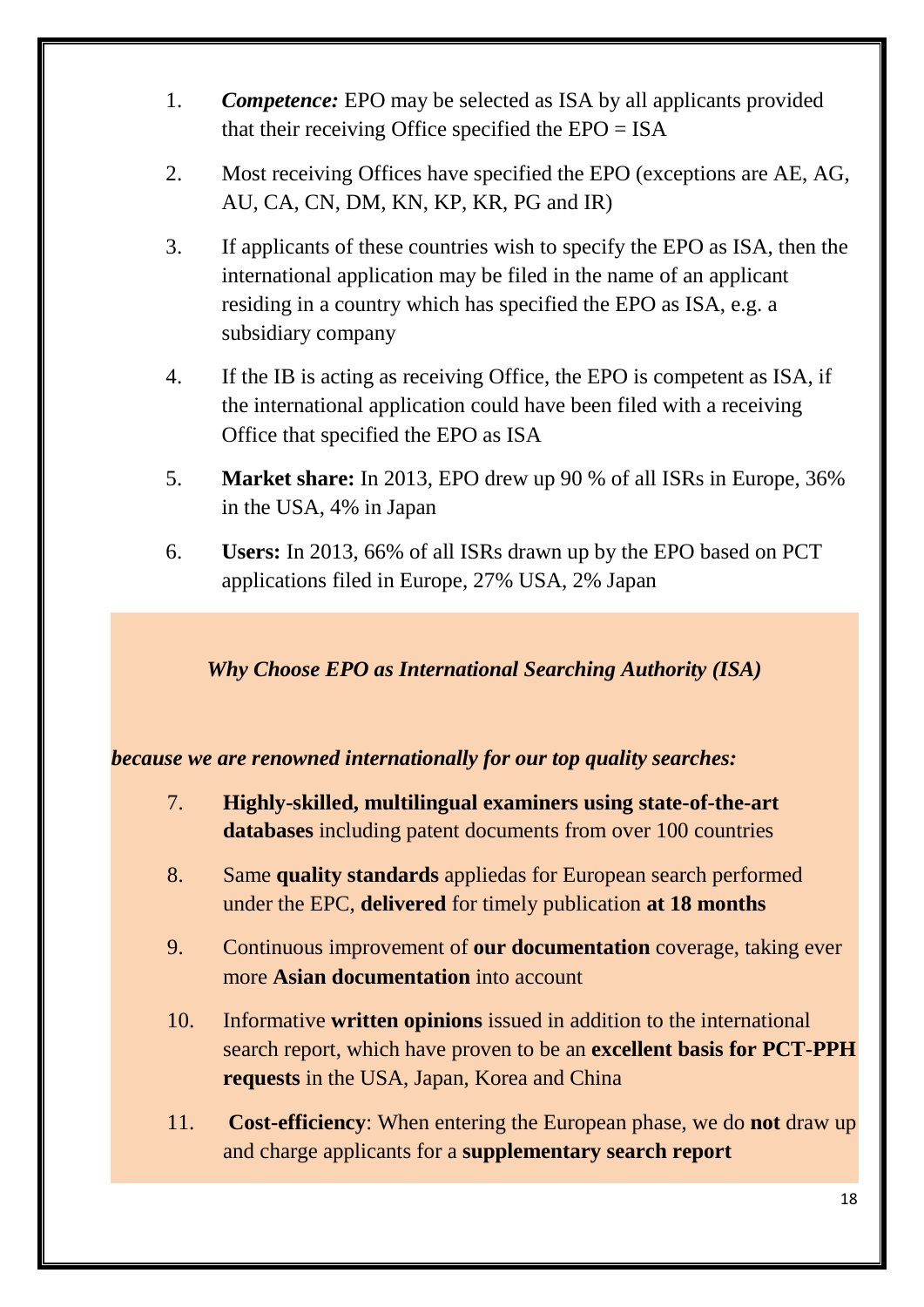1. ***Competence:*** EPO may be selected as ISA by all applicants provided that their receiving Office specified the EPO = ISA

2. Most receiving Offices have specified the EPO (exceptions are AE, AG, AU, CA, CN, DM, KN, KP, KR, PG and IR)

3. If applicants of these countries wish to specify the EPO as ISA, then the international application may be filed in the name of an applicant residing in a country which has specified the EPO as ISA, e.g. a subsidiary company

4. If the IB is acting as receiving Office, the EPO is competent as ISA, if the international application could have been filed with a receiving Office that specified the EPO as ISA

5. **Market share:** In 2013, EPO drew up 90 % of all ISRs in Europe, 36% in the USA, 4% in Japan

6. **Users:** In 2013, 66% of all ISRs drawn up by the EPO based on PCT applications filed in Europe, 27% USA, 2% Japan

***Why Choose EPO as International Searching Authority (ISA)***

***because we are renowned internationally for our top quality searches:***

7. **Highly-skilled, multilingual examiners using state-of-the-art databases** including patent documents from over 100 countries

8. Same **quality standards** appliedas for European search performed under the EPC, **delivered** for timely publication **at 18 months**

9. Continuous improvement of **our documentation** coverage, taking ever more **Asian documentation** into account

10. Informative **written opinions** issued in addition to the international search report, which have proven to be an **excellent basis for PCT-PPH requests** in the USA, Japan, Korea and China

11. **Cost-efficiency**: When entering the European phase, we do **not** draw up and charge applicants for a **supplementary search report**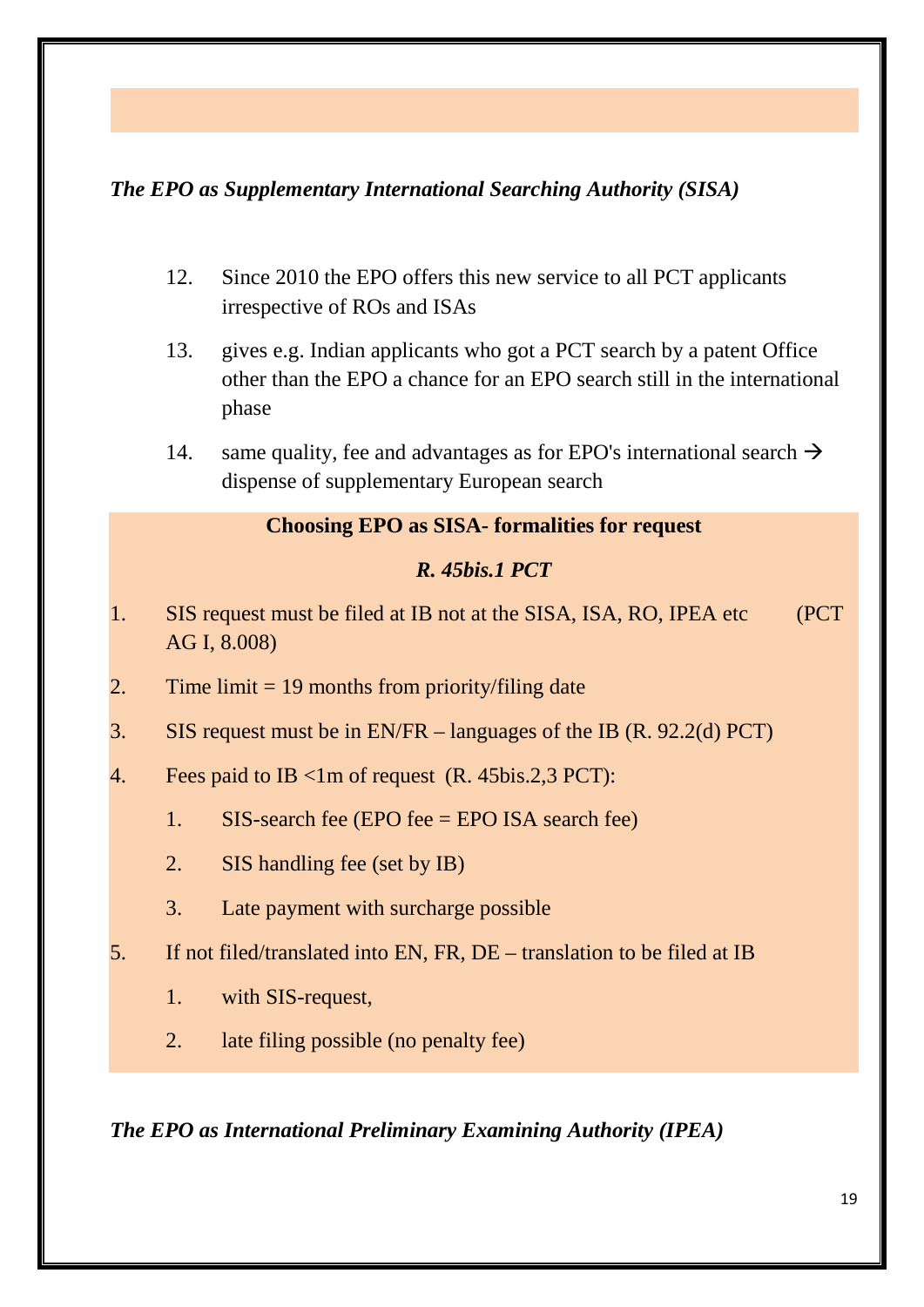*The EPO as Supplementary International Searching Authority (SISA)*

12. Since 2010 the EPO offers this new service to all PCT applicants irrespective of ROs and ISAs

13. gives e.g. Indian applicants who got a PCT search by a patent Office other than the EPO a chance for an EPO search still in the international phase

14. same quality, fee and advantages as for EPO's international search → dispense of supplementary European search

**Choosing EPO as SISA- formalities for request**

***R. 45bis.1 PCT***

1. SIS request must be filed at IB not at the SISA, ISA, RO, IPEA etc (PCT AG I, 8.008)
2. Time limit = 19 months from priority/filing date
3. SIS request must be in EN/FR – languages of the IB (R. 92.2(d) PCT)
4. Fees paid to IB <1m of request (R. 45bis.2,3 PCT):
    1. SIS-search fee (EPO fee = EPO ISA search fee)
    2. SIS handling fee (set by IB)
    3. Late payment with surcharge possible
5. If not filed/translated into EN, FR, DE – translation to be filed at IB
    1. with SIS-request,
    2. late filing possible (no penalty fee)

*The EPO as International Preliminary Examining Authority (IPEA)*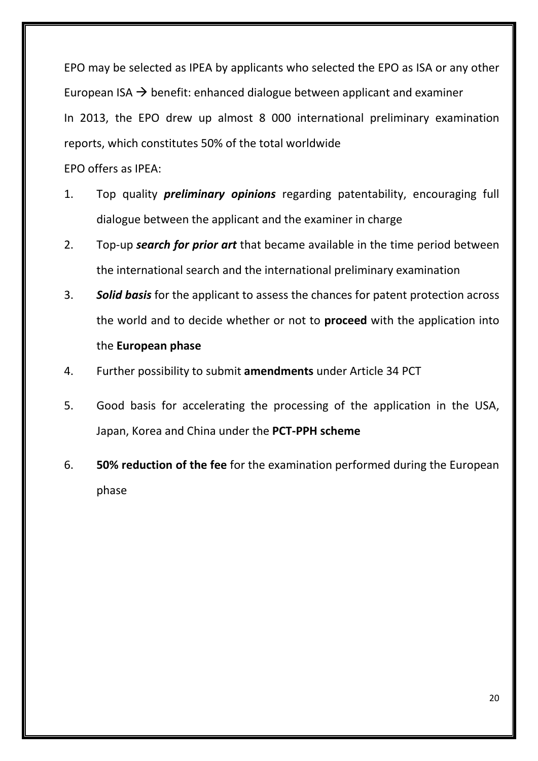EPO may be selected as IPEA by applicants who selected the EPO as ISA or any other European ISA → benefit: enhanced dialogue between applicant and examiner

In 2013, the EPO drew up almost 8 000 international preliminary examination reports, which constitutes 50% of the total worldwide

EPO offers as IPEA:

1. Top quality ***preliminary opinions*** regarding patentability, encouraging full dialogue between the applicant and the examiner in charge
2. Top-up ***search for prior art*** that became available in the time period between the international search and the international preliminary examination
3. ***Solid basis*** for the applicant to assess the chances for patent protection across the world and to decide whether or not to **proceed** with the application into the **European phase**
4. Further possibility to submit **amendments** under Article 34 PCT
5. Good basis for accelerating the processing of the application in the USA, Japan, Korea and China under the **PCT-PPH scheme**
6. **50% reduction of the fee** for the examination performed during the European phase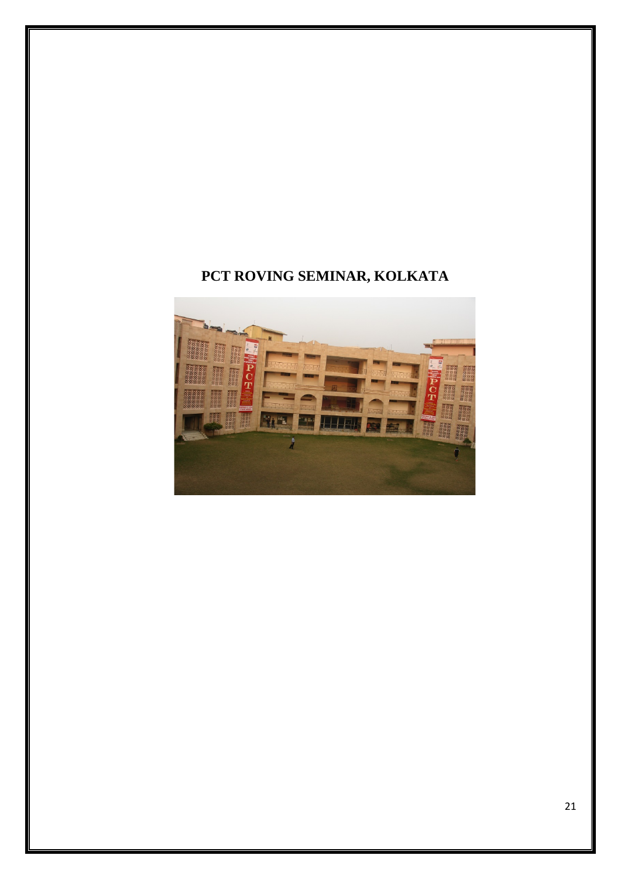**PCT ROVING SEMINAR, KOLKATA**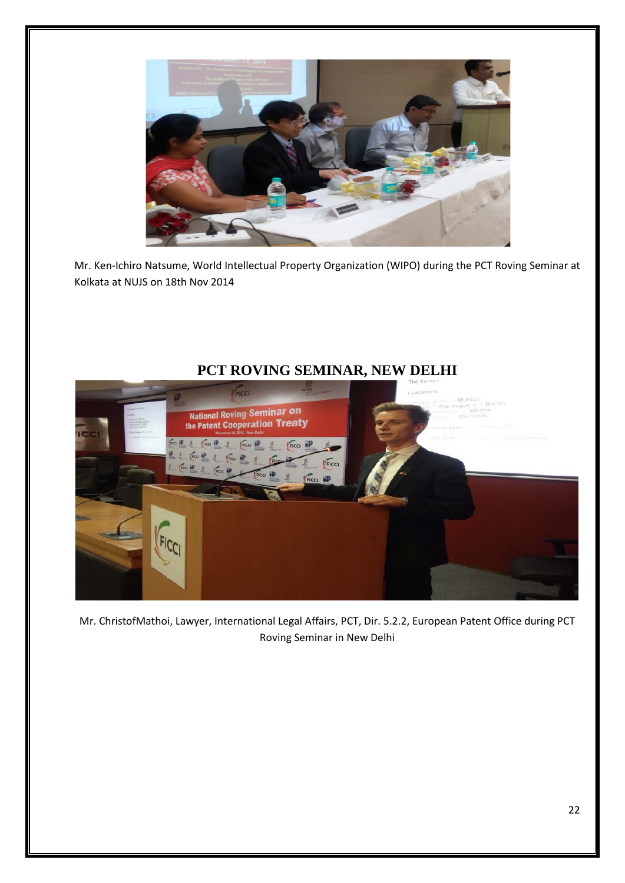Mr. Ken-Ichiro Natsume, World Intellectual Property Organization (WIPO) during the PCT Roving Seminar at Kolkata at NUJS on 18th Nov 2014

## PCT ROVING SEMINAR, NEW DELHI

Mr. ChristofMathoi, Lawyer, International Legal Affairs, PCT, Dir. 5.2.2, European Patent Office during PCT Roving Seminar in New Delhi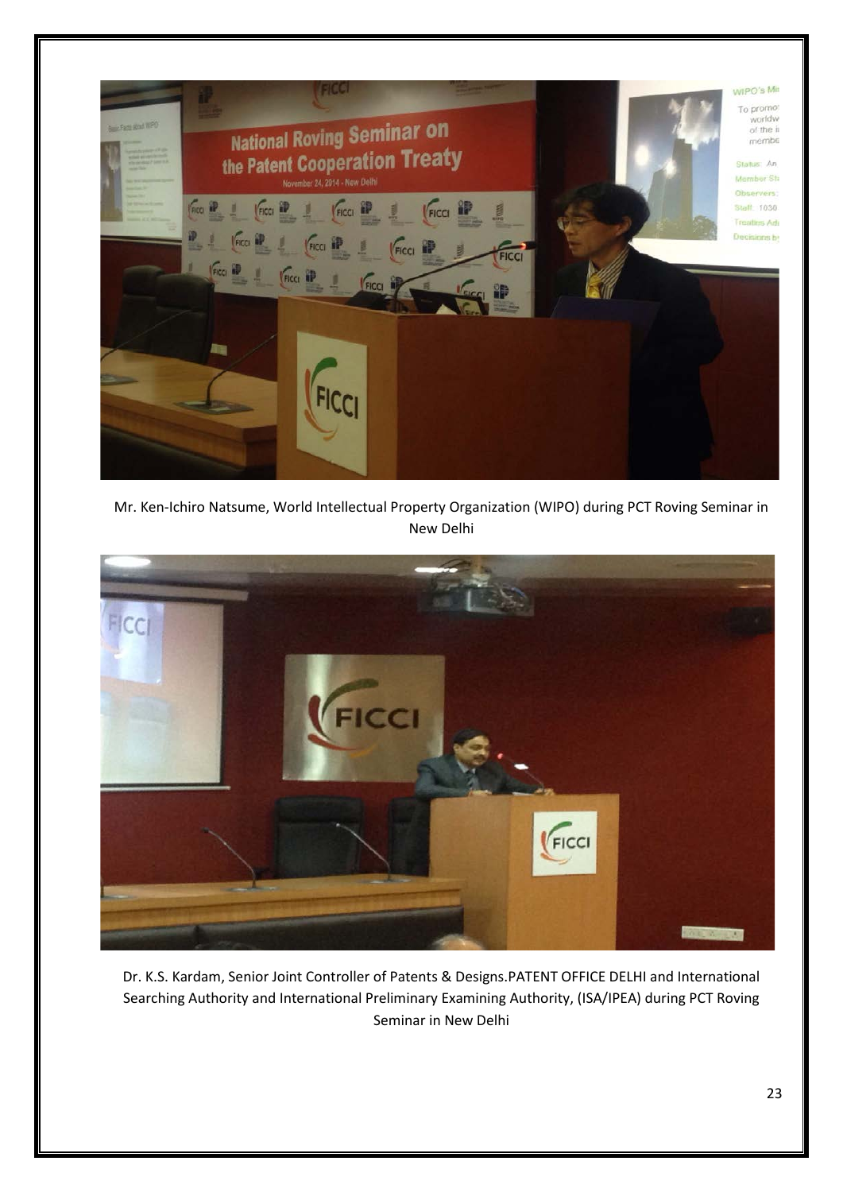Mr. Ken-Ichiro Natsume, World Intellectual Property Organization (WIPO) during PCT Roving Seminar in New Delhi

Dr. K.S. Kardam, Senior Joint Controller of Patents & Designs.PATENT OFFICE DELHI and International Searching Authority and International Preliminary Examining Authority, (ISA/IPEA) during PCT Roving Seminar in New Delhi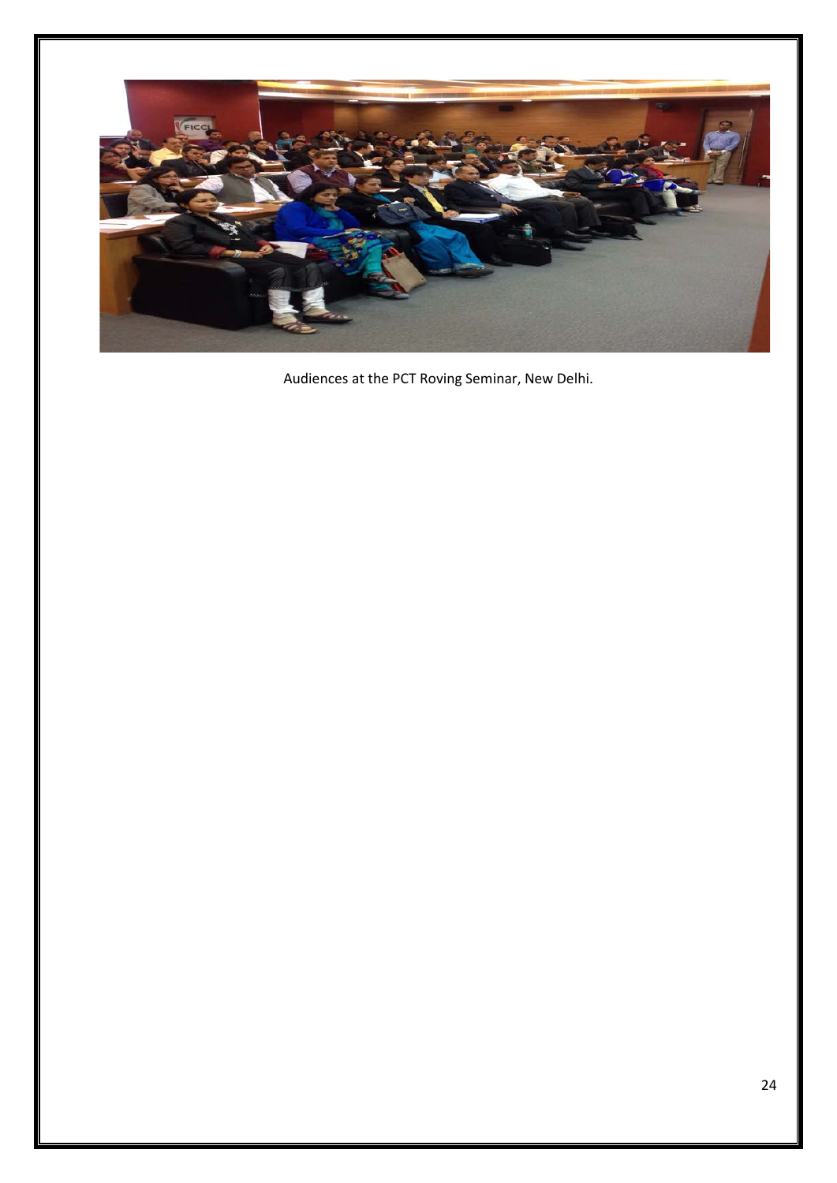Audiences at the PCT Roving Seminar, New Delhi.